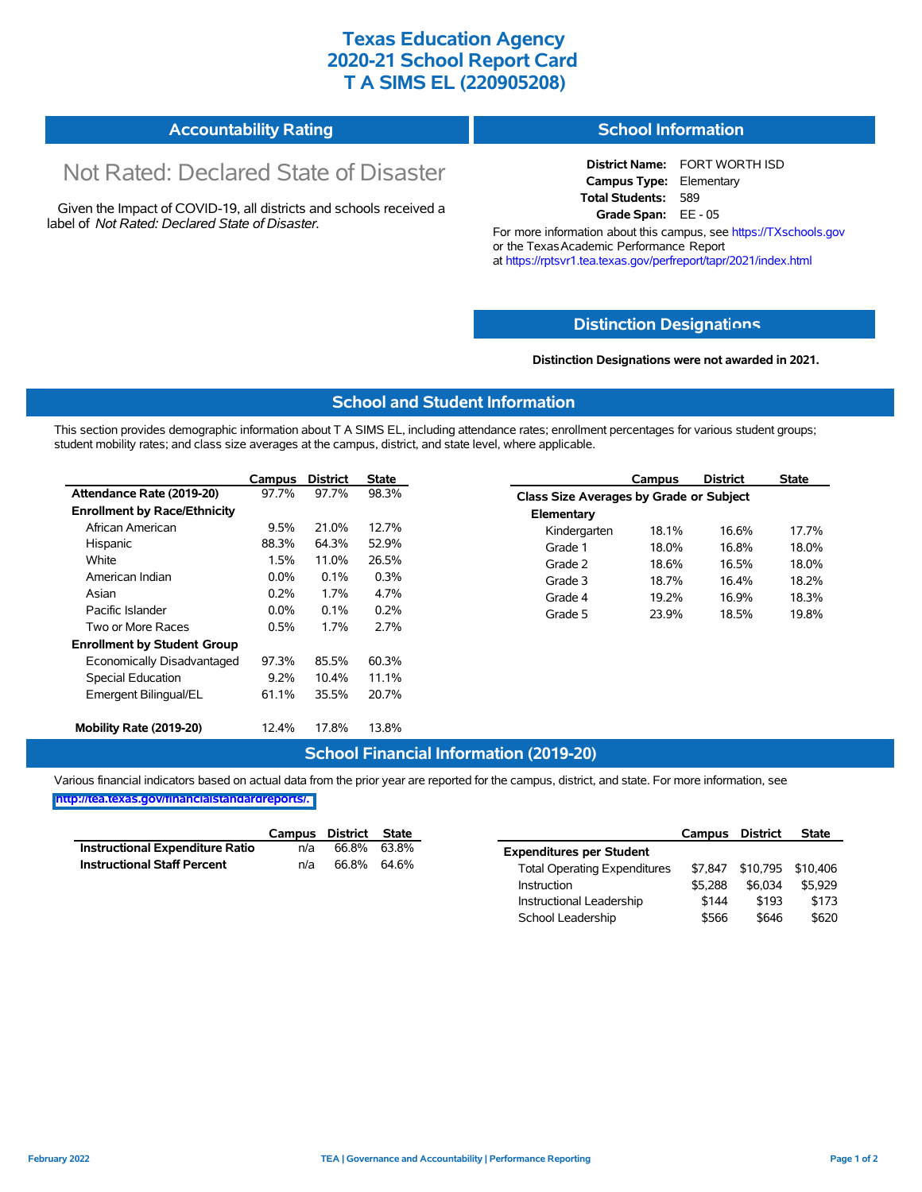# Texas Education Agency
# 2020-21 School Report Card
# T A SIMS EL (220905208)

## Accountability Rating

**Not Rated: Declared State of Disaster**

Given the Impact of COVID-19, all districts and schools received a label of *Not Rated: Declared State of Disaster*.

## School Information

**District Name:** FORT WORTH ISD
**Campus Type:** Elementary
**Total Students:** 589
**Grade Span:** EE - 05

For more information about this campus, see https://TXschools.gov or the Texas Academic Performance Report at https://rptsvr1.tea.texas.gov/perfreport/tapr/2021/index.html

## Distinction Designations

**Distinction Designations were not awarded in 2021.**

## School and Student Information

This section provides demographic information about T A SIMS EL, including attendance rates; enrollment percentages for various student groups; student mobility rates; and class size averages at the campus, district, and state level, where applicable.

| | Campus | District | State |
|---|---|---|---|
| **Attendance Rate (2019-20)** | 97.7% | 97.7% | 98.3% |
| **Enrollment by Race/Ethnicity** | | | |
| African American | 9.5% | 21.0% | 12.7% |
| Hispanic | 88.3% | 64.3% | 52.9% |
| White | 1.5% | 11.0% | 26.5% |
| American Indian | 0.0% | 0.1% | 0.3% |
| Asian | 0.2% | 1.7% | 4.7% |
| Pacific Islander | 0.0% | 0.1% | 0.2% |
| Two or More Races | 0.5% | 1.7% | 2.7% |
| **Enrollment by Student Group** | | | |
| Economically Disadvantaged | 97.3% | 85.5% | 60.3% |
| Special Education | 9.2% | 10.4% | 11.1% |
| Emergent Bilingual/EL | 61.1% | 35.5% | 20.7% |
| **Mobility Rate (2019-20)** | 12.4% | 17.8% | 13.8% |

| | Campus | District | State |
|---|---|---|---|
| **Class Size Averages by Grade or Subject** | | | |
| **Elementary** | | | |
| Kindergarten | 18.1% | 16.6% | 17.7% |
| Grade 1 | 18.0% | 16.8% | 18.0% |
| Grade 2 | 18.6% | 16.5% | 18.0% |
| Grade 3 | 18.7% | 16.4% | 18.2% |
| Grade 4 | 19.2% | 16.9% | 18.3% |
| Grade 5 | 23.9% | 18.5% | 19.8% |

## School Financial Information (2019-20)

Various financial indicators based on actual data from the prior year are reported for the campus, district, and state. For more information, see http://tea.texas.gov/financialstandardreports/.

| | Campus | District | State |
|---|---|---|---|
| **Instructional Expenditure Ratio** | n/a | 66.8% | 63.8% |
| **Instructional Staff Percent** | n/a | 66.8% | 64.6% |

| | Campus | District | State |
|---|---|---|---|
| **Expenditures per Student** | | | |
| Total Operating Expenditures | $7,847 | $10,795 | $10,406 |
| Instruction | $5,288 | $6,034 | $5,929 |
| Instructional Leadership | $144 | $193 | $173 |
| School Leadership | $566 | $646 | $620 |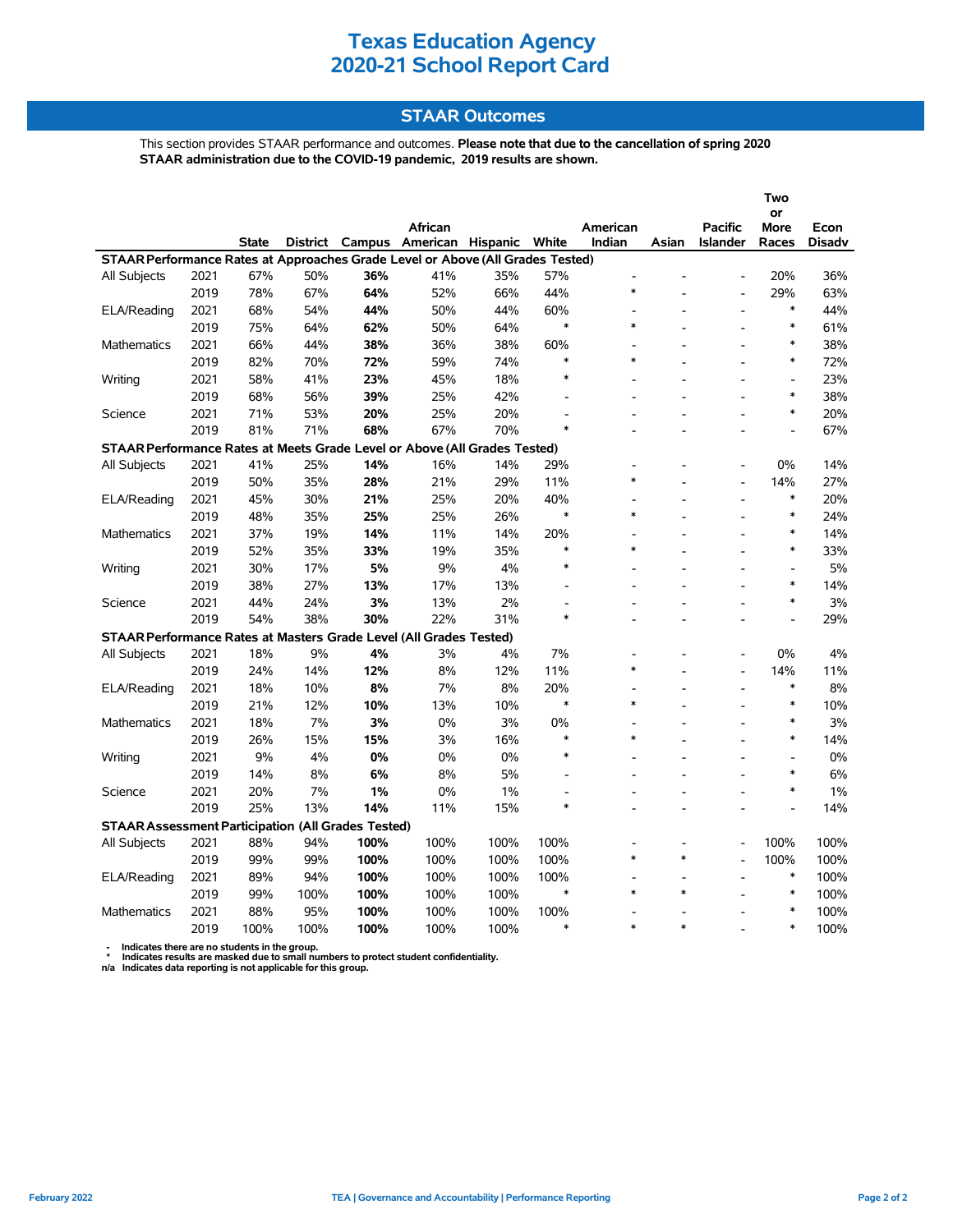# Texas Education Agency
# 2020-21 School Report Card

## STAAR Outcomes

This section provides STAAR performance and outcomes. **Please note that due to the cancellation of spring 2020 STAAR administration due to the COVID-19 pandemic, 2019 results are shown.**

| | | State | District | Campus | African American | Hispanic | White | American Indian | Asian | Pacific Islander | Two or More Races | Econ Disadv |
|---|---|---|---|---|---|---|---|---|---|---|---|---|
| **STAAR Performance Rates at Approaches Grade Level or Above (All Grades Tested)** | | | | | | | | | | | | |
| All Subjects | 2021 | 67% | 50% | **36%** | 41% | 35% | 57% | - | - | - | 20% | 36% |
| | 2019 | 78% | 67% | **64%** | 52% | 66% | 44% | * | - | - | 29% | 63% |
| ELA/Reading | 2021 | 68% | 54% | **44%** | 50% | 44% | 60% | - | - | - | * | 44% |
| | 2019 | 75% | 64% | **62%** | 50% | 64% | * | * | - | - | * | 61% |
| Mathematics | 2021 | 66% | 44% | **38%** | 36% | 38% | 60% | - | - | - | * | 38% |
| | 2019 | 82% | 70% | **72%** | 59% | 74% | * | * | - | - | * | 72% |
| Writing | 2021 | 58% | 41% | **23%** | 45% | 18% | * | - | - | - | - | 23% |
| | 2019 | 68% | 56% | **39%** | 25% | 42% | - | - | - | - | * | 38% |
| Science | 2021 | 71% | 53% | **20%** | 25% | 20% | - | - | - | - | * | 20% |
| | 2019 | 81% | 71% | **68%** | 67% | 70% | * | - | - | - | - | 67% |
| **STAAR Performance Rates at Meets Grade Level or Above (All Grades Tested)** | | | | | | | | | | | | |
| All Subjects | 2021 | 41% | 25% | **14%** | 16% | 14% | 29% | - | - | - | 0% | 14% |
| | 2019 | 50% | 35% | **28%** | 21% | 29% | 11% | * | - | - | 14% | 27% |
| ELA/Reading | 2021 | 45% | 30% | **21%** | 25% | 20% | 40% | - | - | - | * | 20% |
| | 2019 | 48% | 35% | **25%** | 25% | 26% | * | * | - | - | * | 24% |
| Mathematics | 2021 | 37% | 19% | **14%** | 11% | 14% | 20% | - | - | - | * | 14% |
| | 2019 | 52% | 35% | **33%** | 19% | 35% | * | * | - | - | * | 33% |
| Writing | 2021 | 30% | 17% | **5%** | 9% | 4% | * | - | - | - | - | 5% |
| | 2019 | 38% | 27% | **13%** | 17% | 13% | - | - | - | - | * | 14% |
| Science | 2021 | 44% | 24% | **3%** | 13% | 2% | - | - | - | - | * | 3% |
| | 2019 | 54% | 38% | **30%** | 22% | 31% | * | - | - | - | - | 29% |
| **STAAR Performance Rates at Masters Grade Level (All Grades Tested)** | | | | | | | | | | | | |
| All Subjects | 2021 | 18% | 9% | **4%** | 3% | 4% | 7% | - | - | - | 0% | 4% |
| | 2019 | 24% | 14% | **12%** | 8% | 12% | 11% | * | - | - | 14% | 11% |
| ELA/Reading | 2021 | 18% | 10% | **8%** | 7% | 8% | 20% | - | - | - | * | 8% |
| | 2019 | 21% | 12% | **10%** | 13% | 10% | * | * | - | - | * | 10% |
| Mathematics | 2021 | 18% | 7% | **3%** | 0% | 3% | 0% | - | - | - | * | 3% |
| | 2019 | 26% | 15% | **15%** | 3% | 16% | * | * | - | - | * | 14% |
| Writing | 2021 | 9% | 4% | **0%** | 0% | 0% | * | - | - | - | - | 0% |
| | 2019 | 14% | 8% | **6%** | 8% | 5% | - | - | - | - | * | 6% |
| Science | 2021 | 20% | 7% | **1%** | 0% | 1% | - | - | - | - | * | 1% |
| | 2019 | 25% | 13% | **14%** | 11% | 15% | * | - | - | - | - | 14% |
| **STAAR Assessment Participation (All Grades Tested)** | | | | | | | | | | | | |
| All Subjects | 2021 | 88% | 94% | **100%** | 100% | 100% | 100% | - | - | - | 100% | 100% |
| | 2019 | 99% | 99% | **100%** | 100% | 100% | 100% | * | * | - | 100% | 100% |
| ELA/Reading | 2021 | 89% | 94% | **100%** | 100% | 100% | 100% | - | - | - | * | 100% |
| | 2019 | 99% | 100% | **100%** | 100% | 100% | * | * | * | - | * | 100% |
| Mathematics | 2021 | 88% | 95% | **100%** | 100% | 100% | 100% | - | - | - | * | 100% |
| | 2019 | 100% | 100% | **100%** | 100% | 100% | * | * | * | - | * | 100% |

- \- Indicates there are no students in the group.
- \* Indicates results are masked due to small numbers to protect student confidentiality.
- n/a Indicates data reporting is not applicable for this group.